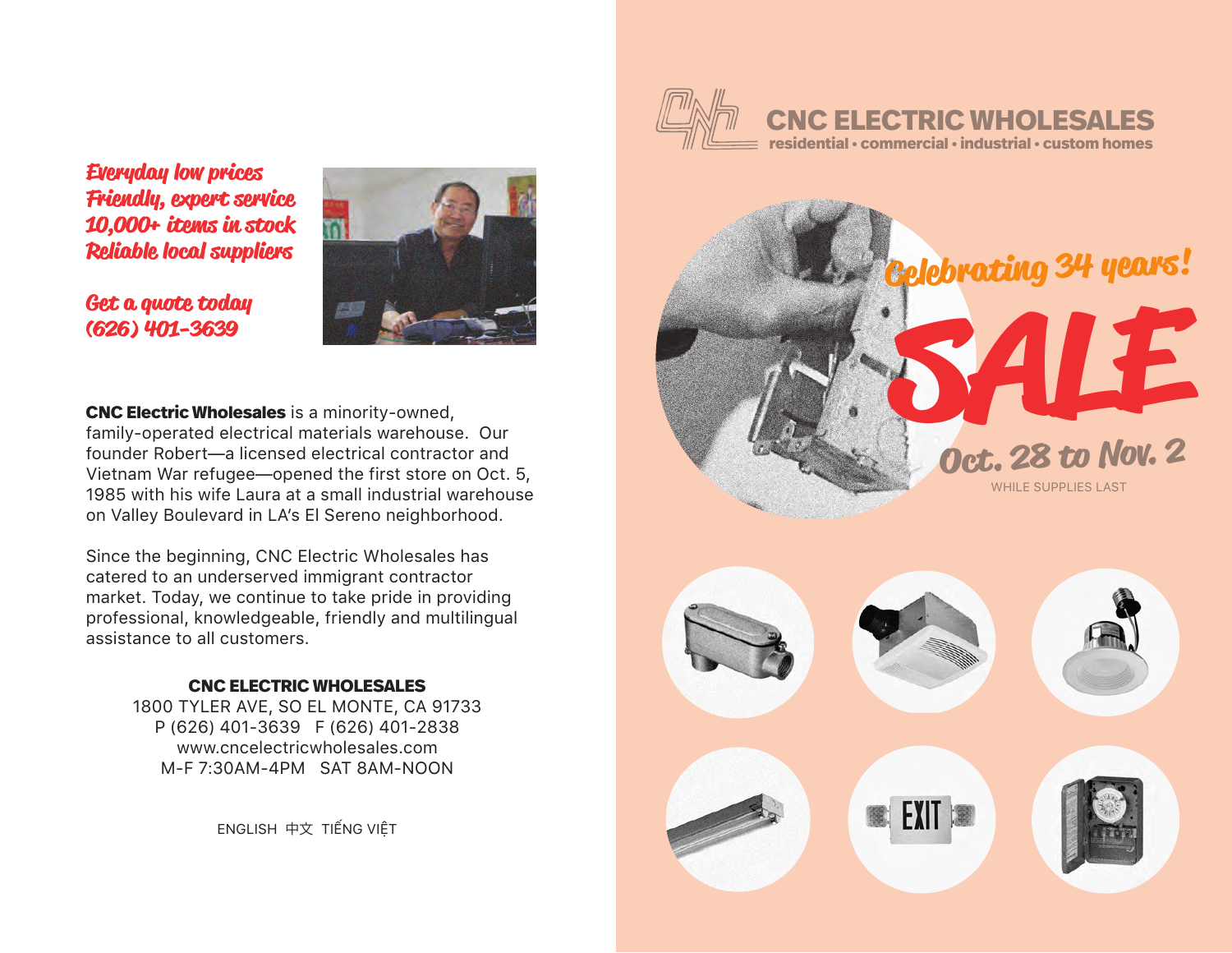*Everyday low prices*
*Friendly, expert service*
*10,000+ items in stock*
*Reliable local suppliers*

*Get a quote today*
*(626) 401-3639*

**CNC Electric Wholesales** is a minority-owned, family-operated electrical materials warehouse. Our founder Robert—a licensed electrical contractor and Vietnam War refugee—opened the first store on Oct. 5, 1985 with his wife Laura at a small industrial warehouse on Valley Boulevard in LA's El Sereno neighborhood.

Since the beginning, CNC Electric Wholesales has catered to an underserved immigrant contractor market. Today, we continue to take pride in providing professional, knowledgeable, friendly and multilingual assistance to all customers.

**CNC ELECTRIC WHOLESALES**
1800 TYLER AVE, SO EL MONTE, CA 91733
P (626) 401-3639 F (626) 401-2838
www.cncelectricwholesales.com
M-F 7:30AM-4PM SAT 8AM-NOON

ENGLISH 中文 TIẾNG VIỆT

# CNC ELECTRIC WHOLESALES

residential • commercial • industrial • custom homes

*Celebrating 34 years!*

# SALE

## Oct. 28 to Nov. 2

WHILE SUPPLIES LAST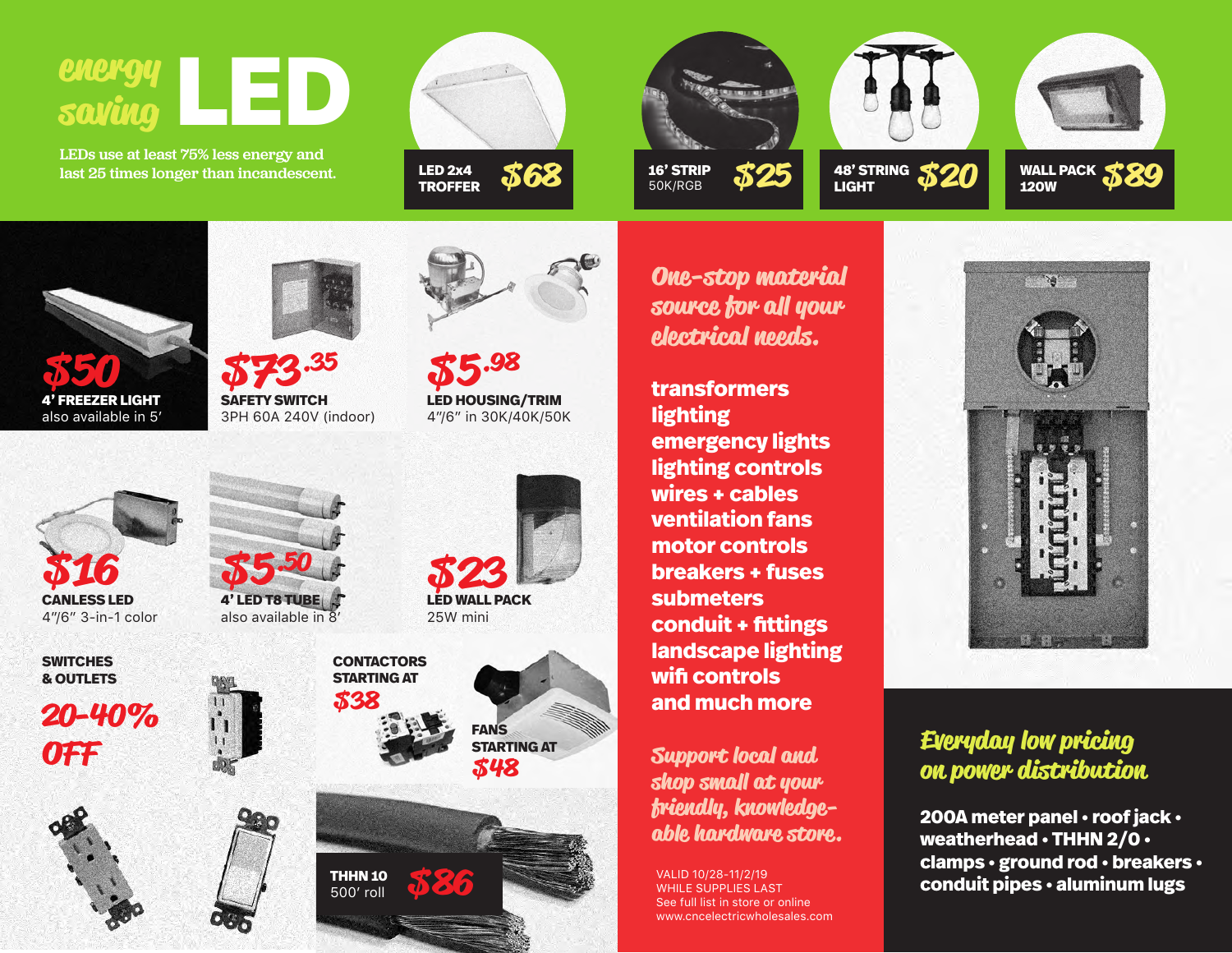# energy saving LED

LEDs use at least 75% less energy and last 25 times longer than incandescent.

**LED 2x4 TROFFER** $68

**16' STRIP** 50K/RGB $25

**48' STRING LIGHT** $20

**WALL PACK 120W** $89

$50
**4' FREEZER LIGHT**
also available in 5'

$73.35
**SAFETY SWITCH**
3PH 60A 240V (indoor)

$5.98
**LED HOUSING/TRIM**
4"/6" in 30K/40K/50K

$16
**CANLESS LED**
4"/6" 3-in-1 color

$5.50
**4' LED T8 TUBE**
also available in 8'

$23
**LED WALL PACK**
25W mini

**SWITCHES & OUTLETS**
20-40% OFF

**CONTACTORS STARTING AT** $38

**FANS STARTING AT** $48

**THHN 10** 500' roll $86

*One-stop material source for all your electrical needs.*

- **transformers**
- **lighting**
- **emergency lights**
- **lighting controls**
- **wires + cables**
- **ventilation fans**
- **motor controls**
- **breakers + fuses**
- **submeters**
- **conduit + fittings**
- **landscape lighting**
- **wifi controls**
- **and much more**

*Support local and shop small at your friendly, knowledgeable hardware store.*

VALID 10/28-11/2/19
WHILE SUPPLIES LAST
See full list in store or online
www.cncelectricwholesales.com

*Everyday low pricing on power distribution*

**200A meter panel • roof jack • weatherhead • THHN 2/0 • clamps • ground rod • breakers • conduit pipes • aluminum lugs**